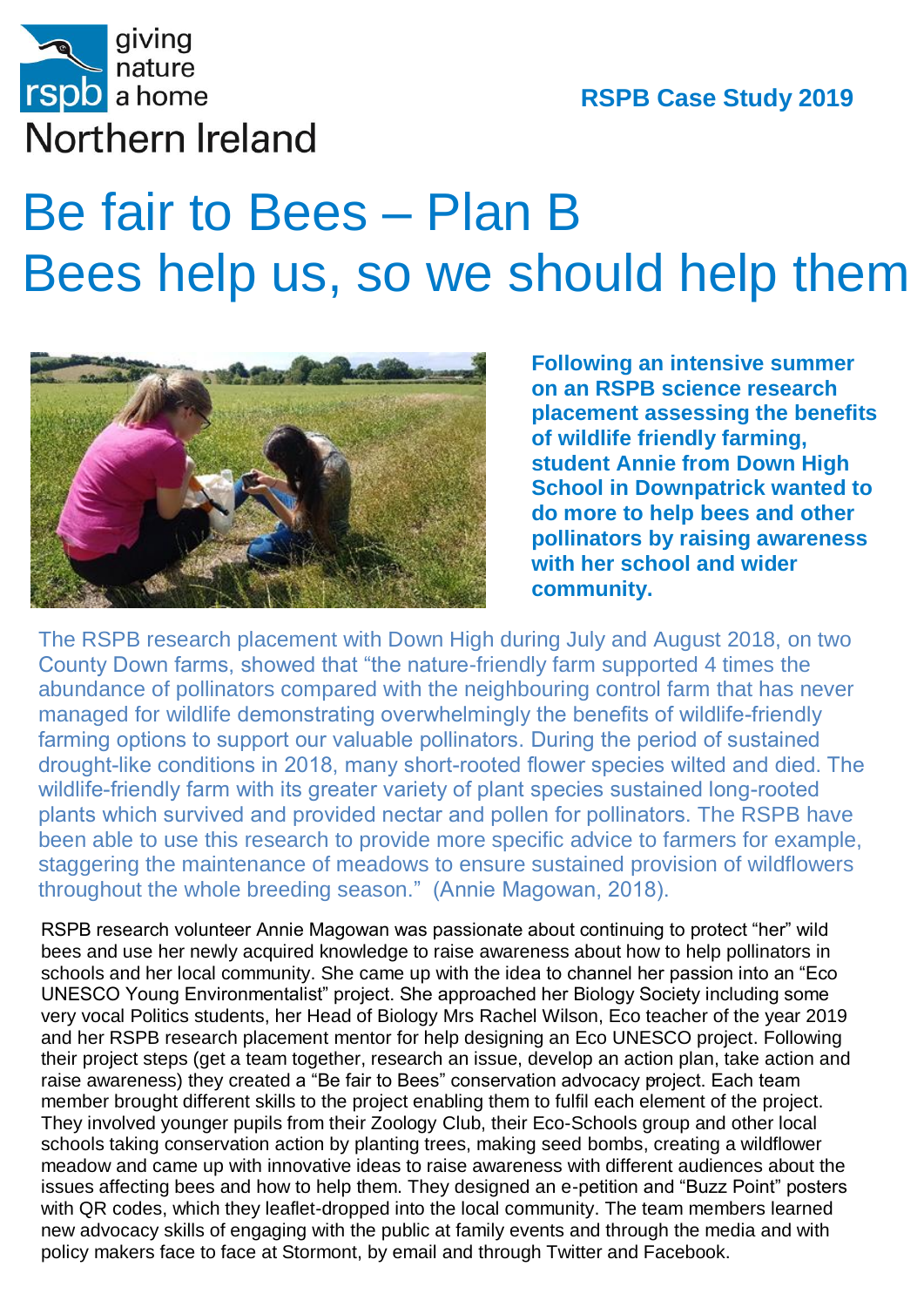giving nature a home

rspb

Northern Ireland

**RSPB Case Study 2019**

# Be fair to Bees – Plan B
# Bees help us, so we should help them

**Following an intensive summer on an RSPB science research placement assessing the benefits of wildlife friendly farming, student Annie from Down High School in Downpatrick wanted to do more to help bees and other pollinators by raising awareness with her school and wider community.**

The RSPB research placement with Down High during July and August 2018, on two County Down farms, showed that "the nature-friendly farm supported 4 times the abundance of pollinators compared with the neighbouring control farm that has never managed for wildlife demonstrating overwhelmingly the benefits of wildlife-friendly farming options to support our valuable pollinators. During the period of sustained drought-like conditions in 2018, many short-rooted flower species wilted and died. The wildlife-friendly farm with its greater variety of plant species sustained long-rooted plants which survived and provided nectar and pollen for pollinators. The RSPB have been able to use this research to provide more specific advice to farmers for example, staggering the maintenance of meadows to ensure sustained provision of wildflowers throughout the whole breeding season." (Annie Magowan, 2018).

RSPB research volunteer Annie Magowan was passionate about continuing to protect "her" wild bees and use her newly acquired knowledge to raise awareness about how to help pollinators in schools and her local community. She came up with the idea to channel her passion into an "Eco UNESCO Young Environmentalist" project. She approached her Biology Society including some very vocal Politics students, her Head of Biology Mrs Rachel Wilson, Eco teacher of the year 2019 and her RSPB research placement mentor for help designing an Eco UNESCO project. Following their project steps (get a team together, research an issue, develop an action plan, take action and raise awareness) they created a "Be fair to Bees" conservation advocacy project. Each team member brought different skills to the project enabling them to fulfil each element of the project. They involved younger pupils from their Zoology Club, their Eco-Schools group and other local schools taking conservation action by planting trees, making seed bombs, creating a wildflower meadow and came up with innovative ideas to raise awareness with different audiences about the issues affecting bees and how to help them. They designed an e-petition and "Buzz Point" posters with QR codes, which they leaflet-dropped into the local community. The team members learned new advocacy skills of engaging with the public at family events and through the media and with policy makers face to face at Stormont, by email and through Twitter and Facebook.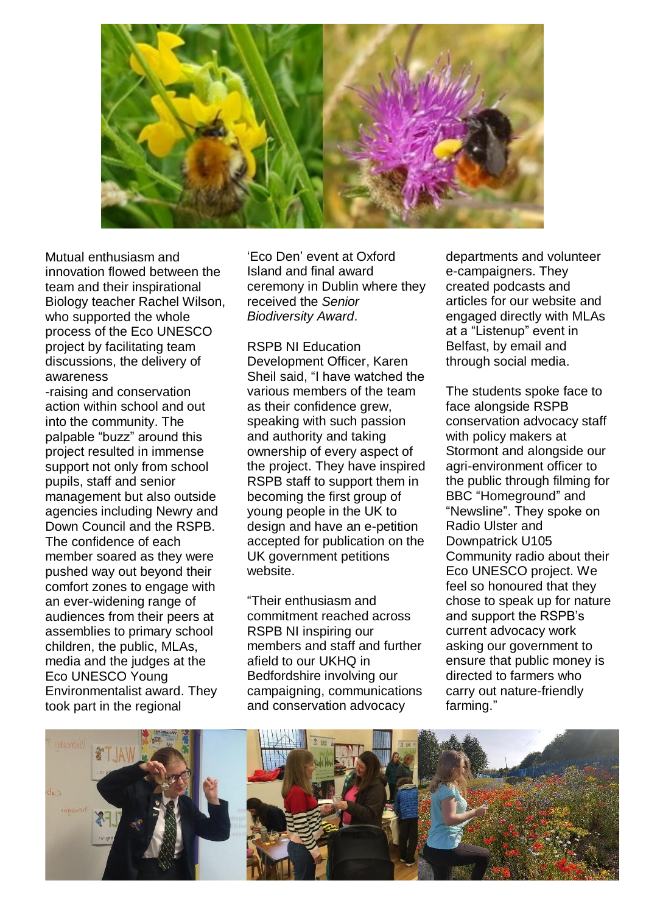Mutual enthusiasm and innovation flowed between the team and their inspirational Biology teacher Rachel Wilson, who supported the whole process of the Eco UNESCO project by facilitating team discussions, the delivery of awareness -raising and conservation action within school and out into the community. The palpable "buzz" around this project resulted in immense support not only from school pupils, staff and senior management but also outside agencies including Newry and Down Council and the RSPB. The confidence of each member soared as they were pushed way out beyond their comfort zones to engage with an ever-widening range of audiences from their peers at assemblies to primary school children, the public, MLAs, media and the judges at the Eco UNESCO Young Environmentalist award. They took part in the regional 'Eco Den' event at Oxford Island and final award ceremony in Dublin where they received the *Senior Biodiversity Award*.

RSPB NI Education Development Officer, Karen Sheil said, "I have watched the various members of the team as their confidence grew, speaking with such passion and authority and taking ownership of every aspect of the project. They have inspired RSPB staff to support them in becoming the first group of young people in the UK to design and have an e-petition accepted for publication on the UK government petitions website.

"Their enthusiasm and commitment reached across RSPB NI inspiring our members and staff and further afield to our UKHQ in Bedfordshire involving our campaigning, communications and conservation advocacy departments and volunteer e-campaigners. They created podcasts and articles for our website and engaged directly with MLAs at a "Listenup" event in Belfast, by email and through social media.

The students spoke face to face alongside RSPB conservation advocacy staff with policy makers at Stormont and alongside our agri-environment officer to the public through filming for BBC "Homeground" and "Newsline". They spoke on Radio Ulster and Downpatrick U105 Community radio about their Eco UNESCO project. We feel so honoured that they chose to speak up for nature and support the RSPB's current advocacy work asking our government to ensure that public money is directed to farmers who carry out nature-friendly farming."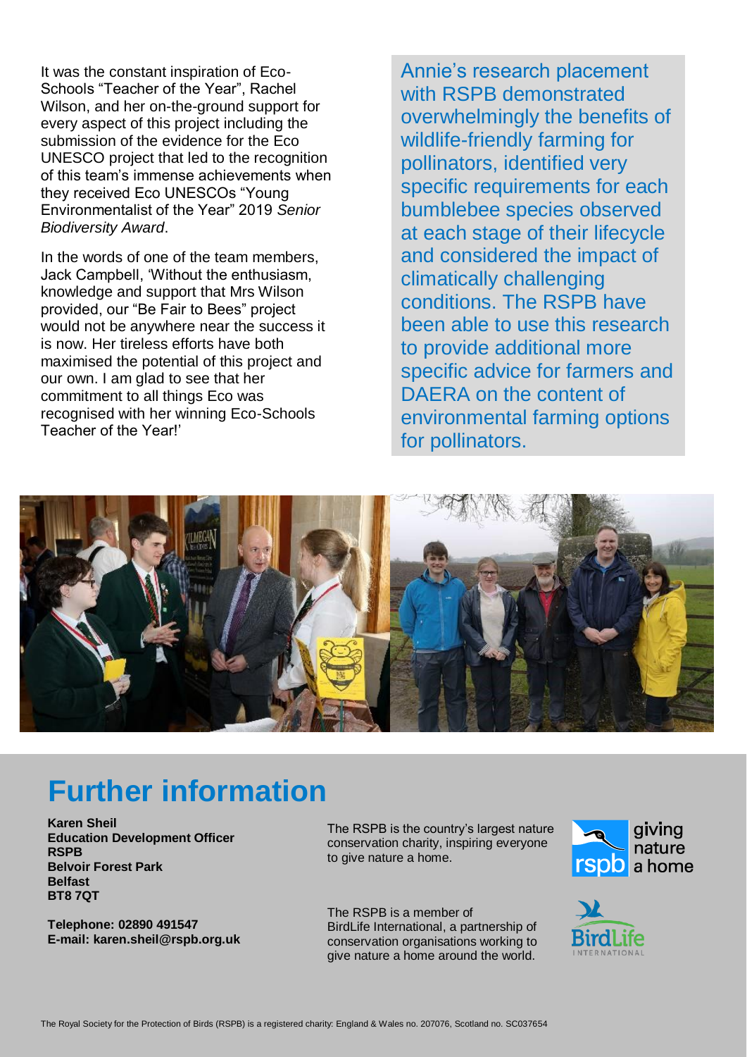It was the constant inspiration of Eco-Schools "Teacher of the Year", Rachel Wilson, and her on-the-ground support for every aspect of this project including the submission of the evidence for the Eco UNESCO project that led to the recognition of this team's immense achievements when they received Eco UNESCOs "Young Environmentalist of the Year" 2019 *Senior Biodiversity Award*.

In the words of one of the team members, Jack Campbell, 'Without the enthusiasm, knowledge and support that Mrs Wilson provided, our "Be Fair to Bees" project would not be anywhere near the success it is now. Her tireless efforts have both maximised the potential of this project and our own. I am glad to see that her commitment to all things Eco was recognised with her winning Eco-Schools Teacher of the Year!'

Annie's research placement with RSPB demonstrated overwhelmingly the benefits of wildlife-friendly farming for pollinators, identified very specific requirements for each bumblebee species observed at each stage of their lifecycle and considered the impact of climatically challenging conditions. The RSPB have been able to use this research to provide additional more specific advice for farmers and DAERA on the content of environmental farming options for pollinators.

# Further information

**Karen Sheil**
**Education Development Officer**
**RSPB**
**Belvoir Forest Park**
**Belfast**
**BT8 7QT**

**Telephone: 02890 491547**
**E-mail: karen.sheil@rspb.org.uk**

The RSPB is the country's largest nature conservation charity, inspiring everyone to give nature a home.

rspb giving nature a home

The RSPB is a member of BirdLife International, a partnership of conservation organisations working to give nature a home around the world.

BirdLife INTERNATIONAL

The Royal Society for the Protection of Birds (RSPB) is a registered charity: England & Wales no. 207076, Scotland no. SC037654